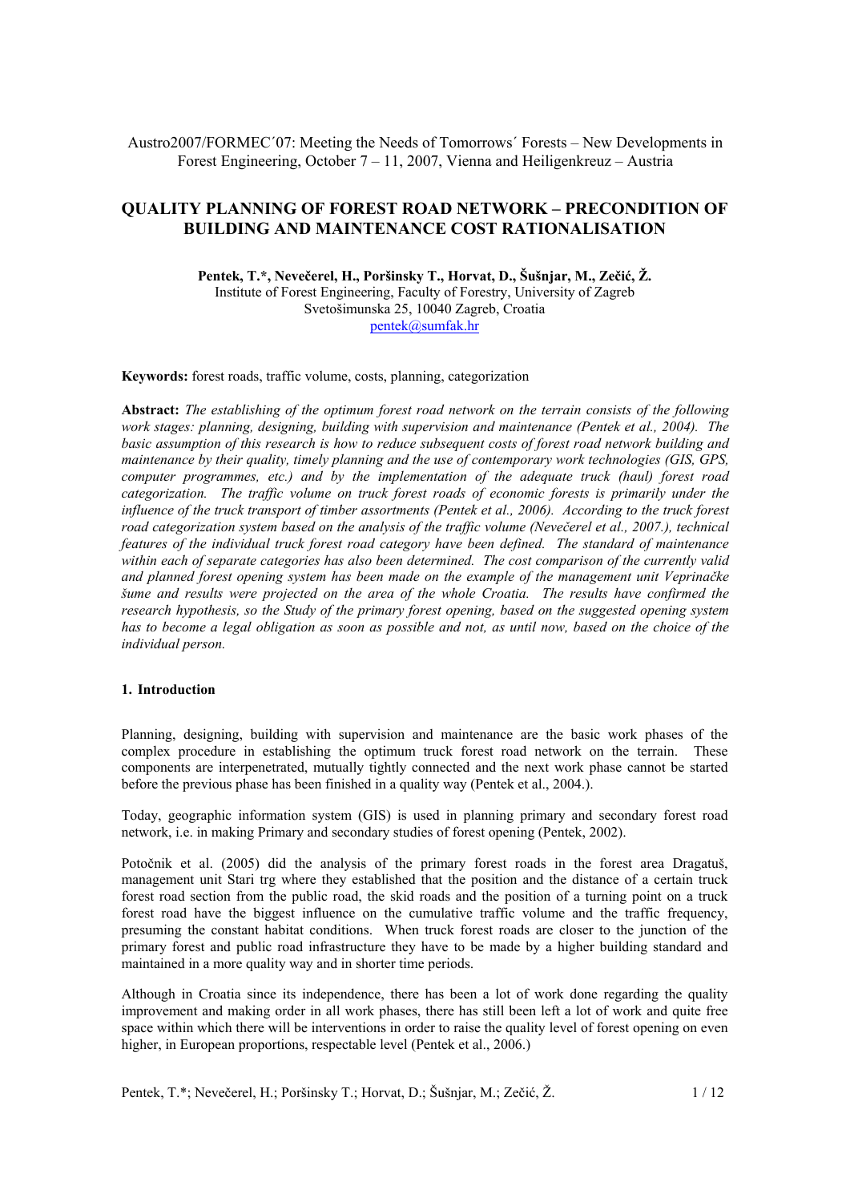Austro2007/FORMEC´07: Meeting the Needs of Tomorrows´ Forests – New Developments in Forest Engineering, October 7 – 11, 2007, Vienna and Heiligenkreuz – Austria

# QUALITY PLANNING OF FOREST ROAD NETWORK – PRECONDITION OF BUILDING AND MAINTENANCE COST RATIONALISATION

**Pentek, T.*, Nevečerel, H., Poršinsky T., Horvat, D., Šušnjar, M., Zečić, Ž.**
Institute of Forest Engineering, Faculty of Forestry, University of Zagreb
Svetošimunska 25, 10040 Zagreb, Croatia
pentek@sumfak.hr

**Keywords:** forest roads, traffic volume, costs, planning, categorization

**Abstract:** *The establishing of the optimum forest road network on the terrain consists of the following work stages: planning, designing, building with supervision and maintenance (Pentek et al., 2004). The basic assumption of this research is how to reduce subsequent costs of forest road network building and maintenance by their quality, timely planning and the use of contemporary work technologies (GIS, GPS, computer programmes, etc.) and by the implementation of the adequate truck (haul) forest road categorization. The traffic volume on truck forest roads of economic forests is primarily under the influence of the truck transport of timber assortments (Pentek et al., 2006). According to the truck forest road categorization system based on the analysis of the traffic volume (Nevečerel et al., 2007.), technical features of the individual truck forest road category have been defined. The standard of maintenance within each of separate categories has also been determined. The cost comparison of the currently valid and planned forest opening system has been made on the example of the management unit Veprinačke šume and results were projected on the area of the whole Croatia. The results have confirmed the research hypothesis, so the Study of the primary forest opening, based on the suggested opening system has to become a legal obligation as soon as possible and not, as until now, based on the choice of the individual person.*

## 1. Introduction

Planning, designing, building with supervision and maintenance are the basic work phases of the complex procedure in establishing the optimum truck forest road network on the terrain. These components are interpenetrated, mutually tightly connected and the next work phase cannot be started before the previous phase has been finished in a quality way (Pentek et al., 2004.).

Today, geographic information system (GIS) is used in planning primary and secondary forest road network, i.e. in making Primary and secondary studies of forest opening (Pentek, 2002).

Potočnik et al. (2005) did the analysis of the primary forest roads in the forest area Dragatuš, management unit Stari trg where they established that the position and the distance of a certain truck forest road section from the public road, the skid roads and the position of a turning point on a truck forest road have the biggest influence on the cumulative traffic volume and the traffic frequency, presuming the constant habitat conditions. When truck forest roads are closer to the junction of the primary forest and public road infrastructure they have to be made by a higher building standard and maintained in a more quality way and in shorter time periods.

Although in Croatia since its independence, there has been a lot of work done regarding the quality improvement and making order in all work phases, there has still been left a lot of work and quite free space within which there will be interventions in order to raise the quality level of forest opening on even higher, in European proportions, respectable level (Pentek et al., 2006.)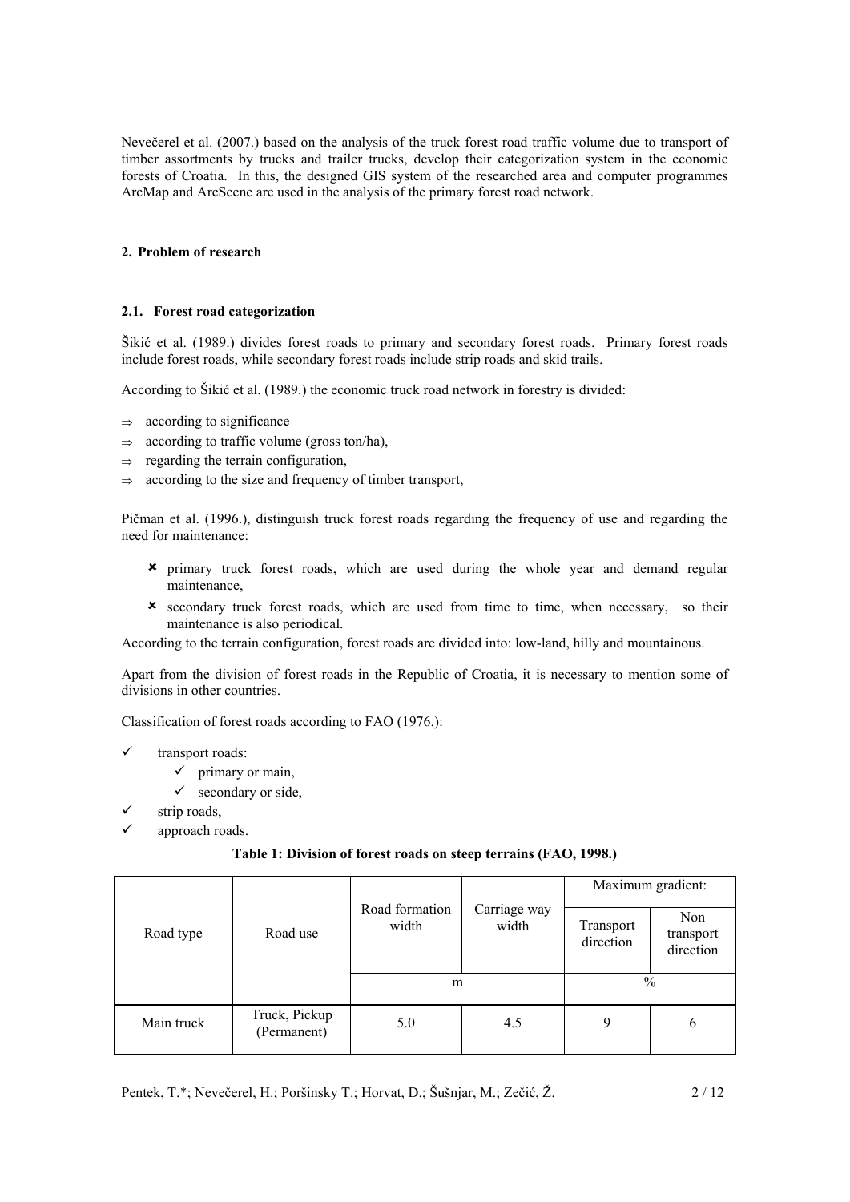Nevečerel et al. (2007.) based on the analysis of the truck forest road traffic volume due to transport of timber assortments by trucks and trailer trucks, develop their categorization system in the economic forests of Croatia. In this, the designed GIS system of the researched area and computer programmes ArcMap and ArcScene are used in the analysis of the primary forest road network.

## 2. Problem of research

### 2.1. Forest road categorization

Šikić et al. (1989.) divides forest roads to primary and secondary forest roads. Primary forest roads include forest roads, while secondary forest roads include strip roads and skid trails.

According to Šikić et al. (1989.) the economic truck road network in forestry is divided:

- ⇒ according to significance
- ⇒ according to traffic volume (gross ton/ha),
- ⇒ regarding the terrain configuration,
- ⇒ according to the size and frequency of timber transport,

Pičman et al. (1996.), distinguish truck forest roads regarding the frequency of use and regarding the need for maintenance:

- ✗ primary truck forest roads, which are used during the whole year and demand regular maintenance,
- ✗ secondary truck forest roads, which are used from time to time, when necessary, so their maintenance is also periodical.

According to the terrain configuration, forest roads are divided into: low-land, hilly and mountainous.

Apart from the division of forest roads in the Republic of Croatia, it is necessary to mention some of divisions in other countries.

Classification of forest roads according to FAO (1976.):

- ✓ transport roads:
  - ✓ primary or main,
  - ✓ secondary or side,
- ✓ strip roads,
- ✓ approach roads.

**Table 1: Division of forest roads on steep terrains (FAO, 1998.)**

| Road type | Road use | Road formation width | Carriage way width | Maximum gradient: | |
|---|---|---|---|---|---|
| | | | | Transport direction | Non transport direction |
| | | m | | % | |
| Main truck | Truck, Pickup (Permanent) | 5.0 | 4.5 | 9 | 6 |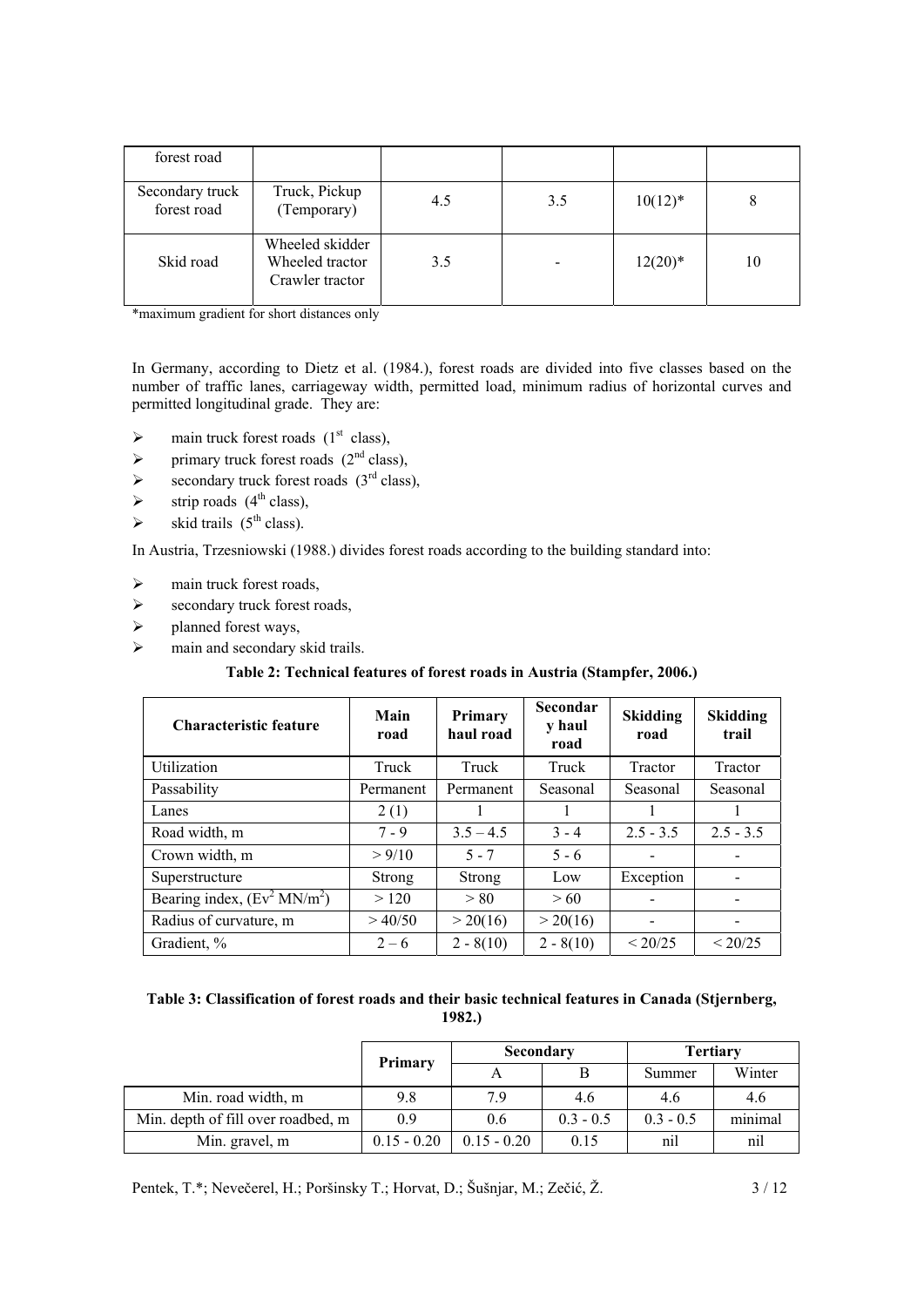| | | | | | |
|---|---|---|---|---|---|
| forest road | | | | | |
| Secondary truck forest road | Truck, Pickup (Temporary) | 4.5 | 3.5 | 10(12)* | 8 |
| Skid road | Wheeled skidder Wheeled tractor Crawler tractor | 3.5 | - | 12(20)* | 10 |

*maximum gradient for short distances only

In Germany, according to Dietz et al. (1984.), forest roads are divided into five classes based on the number of traffic lanes, carriageway width, permitted load, minimum radius of horizontal curves and permitted longitudinal grade. They are:

- main truck forest roads (1st class),
- primary truck forest roads (2nd class),
- secondary truck forest roads (3rd class),
- strip roads (4th class),
- skid trails (5th class).

In Austria, Trzesniowski (1988.) divides forest roads according to the building standard into:

- main truck forest roads,
- secondary truck forest roads,
- planned forest ways,
- main and secondary skid trails.

**Table 2: Technical features of forest roads in Austria (Stampfer, 2006.)**

| Characteristic feature | Main road | Primary haul road | Secondary haul road | Skidding road | Skidding trail |
|---|---|---|---|---|---|
| Utilization | Truck | Truck | Truck | Tractor | Tractor |
| Passability | Permanent | Permanent | Seasonal | Seasonal | Seasonal |
| Lanes | 2 (1) | 1 | 1 | 1 | 1 |
| Road width, m | 7 - 9 | 3.5 – 4.5 | 3 - 4 | 2.5 - 3.5 | 2.5 - 3.5 |
| Crown width, m | > 9/10 | 5 - 7 | 5 - 6 | - | - |
| Superstructure | Strong | Strong | Low | Exception | - |
| Bearing index, ($Ev^2$ $MN/m^2$) | > 120 | > 80 | > 60 | - | - |
| Radius of curvature, m | > 40/50 | > 20(16) | > 20(16) | - | - |
| Gradient, % | 2 – 6 | 2 - 8(10) | 2 - 8(10) | < 20/25 | < 20/25 |

**Table 3: Classification of forest roads and their basic technical features in Canada (Stjernberg, 1982.)**

| | Primary | Secondary | | Tertiary | |
|---|---|---|---|---|---|
| | | A | B | Summer | Winter |
| Min. road width, m | 9.8 | 7.9 | 4.6 | 4.6 | 4.6 |
| Min. depth of fill over roadbed, m | 0.9 | 0.6 | 0.3 - 0.5 | 0.3 - 0.5 | minimal |
| Min. gravel, m | 0.15 - 0.20 | 0.15 - 0.20 | 0.15 | nil | nil |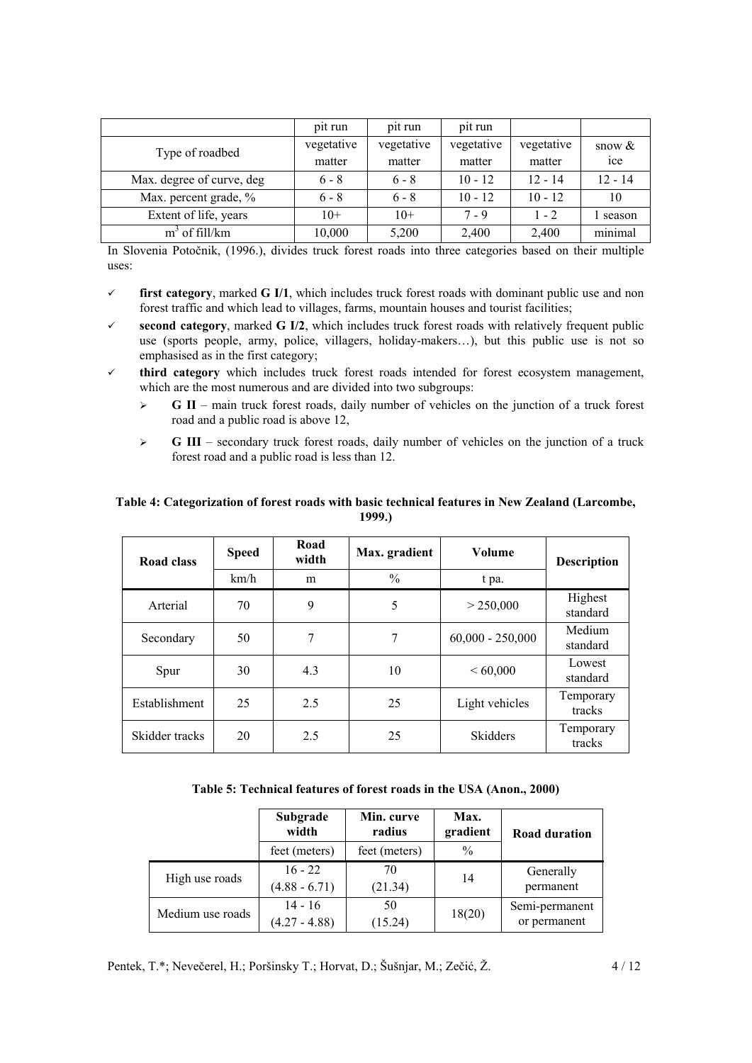| | | | | | |
|---|---|---|---|---|---|
| Type of roadbed | pit run<br>vegetative matter | pit run<br>vegetative matter | pit run<br>vegetative matter | vegetative matter | snow & ice |
| Max. degree of curve, deg | 6 - 8 | 6 - 8 | 10 - 12 | 12 - 14 | 12 - 14 |
| Max. percent grade, % | 6 - 8 | 6 - 8 | 10 - 12 | 10 - 12 | 10 |
| Extent of life, years | 10+ | 10+ | 7 - 9 | 1 - 2 | 1 season |
| $m^3$ of fill/km | 10,000 | 5,200 | 2,400 | 2,400 | minimal |

In Slovenia Potočnik, (1996.), divides truck forest roads into three categories based on their multiple uses:

- ✓ **first category**, marked **G I/1**, which includes truck forest roads with dominant public use and non forest traffic and which lead to villages, farms, mountain houses and tourist facilities;
- ✓ **second category**, marked **G I/2**, which includes truck forest roads with relatively frequent public use (sports people, army, police, villagers, holiday-makers…), but this public use is not so emphasised as in the first category;
- ✓ **third category** which includes truck forest roads intended for forest ecosystem management, which are the most numerous and are divided into two subgroups:
  - ➢ **G II** – main truck forest roads, daily number of vehicles on the junction of a truck forest road and a public road is above 12,
  - ➢ **G III** – secondary truck forest roads, daily number of vehicles on the junction of a truck forest road and a public road is less than 12.

**Table 4: Categorization of forest roads with basic technical features in New Zealand (Larcombe, 1999.)**

| Road class | Speed | Road width | Max. gradient | Volume | Description |
|---|---|---|---|---|---|
| | km/h | m | % | t pa. | |
| Arterial | 70 | 9 | 5 | > 250,000 | Highest standard |
| Secondary | 50 | 7 | 7 | 60,000 - 250,000 | Medium standard |
| Spur | 30 | 4.3 | 10 | < 60,000 | Lowest standard |
| Establishment | 25 | 2.5 | 25 | Light vehicles | Temporary tracks |
| Skidder tracks | 20 | 2.5 | 25 | Skidders | Temporary tracks |

**Table 5: Technical features of forest roads in the USA (Anon., 2000)**

| | Subgrade width | Min. curve radius | Max. gradient | Road duration |
|---|---|---|---|---|
| | feet (meters) | feet (meters) | % | |
| High use roads | 16 - 22<br>(4.88 - 6.71) | 70<br>(21.34) | 14 | Generally permanent |
| Medium use roads | 14 - 16<br>(4.27 - 4.88) | 50<br>(15.24) | 18(20) | Semi-permanent or permanent |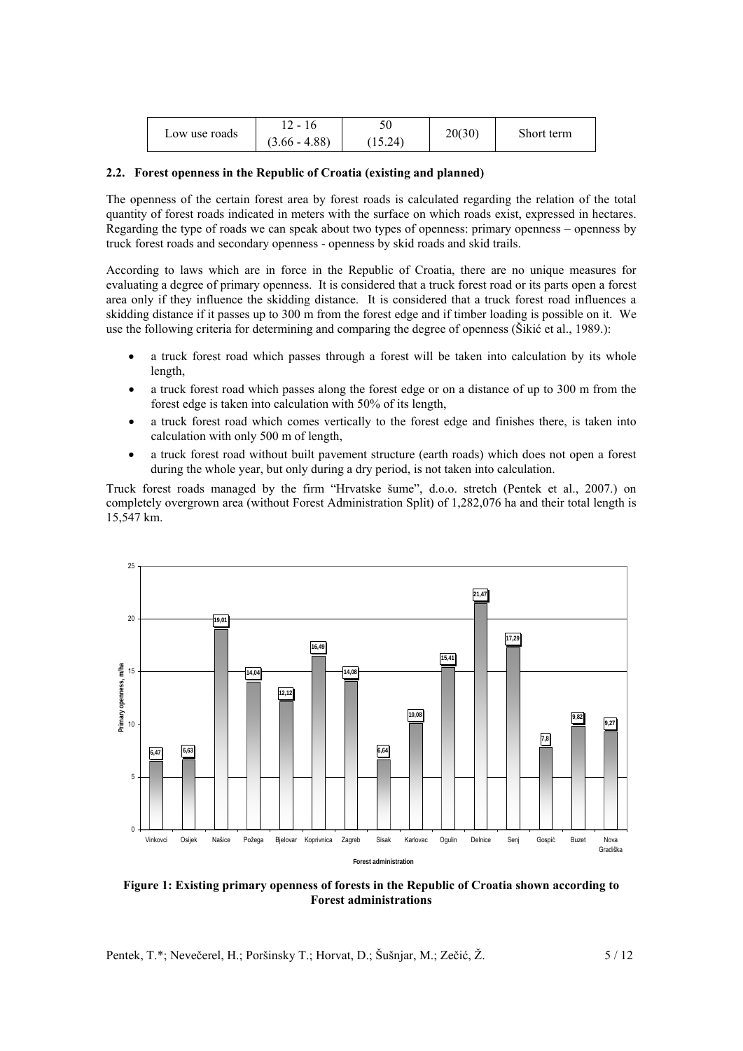| | | | | |
|---|---|---|---|---|
| Low use roads | 12 - 16 (3.66 - 4.88) | 50 (15.24) | 20(30) | Short term |

### 2.2. Forest openness in the Republic of Croatia (existing and planned)

The openness of the certain forest area by forest roads is calculated regarding the relation of the total quantity of forest roads indicated in meters with the surface on which roads exist, expressed in hectares. Regarding the type of roads we can speak about two types of openness: primary openness – openness by truck forest roads and secondary openness - openness by skid roads and skid trails.

According to laws which are in force in the Republic of Croatia, there are no unique measures for evaluating a degree of primary openness. It is considered that a truck forest road or its parts open a forest area only if they influence the skidding distance. It is considered that a truck forest road influences a skidding distance if it passes up to 300 m from the forest edge and if timber loading is possible on it. We use the following criteria for determining and comparing the degree of openness (Šikić et al., 1989.):

- a truck forest road which passes through a forest will be taken into calculation by its whole length,
- a truck forest road which passes along the forest edge or on a distance of up to 300 m from the forest edge is taken into calculation with 50% of its length,
- a truck forest road which comes vertically to the forest edge and finishes there, is taken into calculation with only 500 m of length,
- a truck forest road without built pavement structure (earth roads) which does not open a forest during the whole year, but only during a dry period, is not taken into calculation.

Truck forest roads managed by the firm "Hrvatske šume", d.o.o. stretch (Pentek et al., 2007.) on completely overgrown area (without Forest Administration Split) of 1,282,076 ha and their total length is 15,547 km.

Primary openness, m/ha

0
5
10
15
20
25

6,47
6,63
19,01
14,04
12,12
16,49
14,08
6,64
10,08
15,41
21,47
17,29
7,8
9,82
9,27

Vinkovci Osijek Našice Požega Bjelovar Koprivnica Zagreb Sisak Karlovac Ogulin Delnice Senj Gospić Buzet Nova Gradiška

Forest administration

**Figure 1: Existing primary openness of forests in the Republic of Croatia shown according to Forest administrations**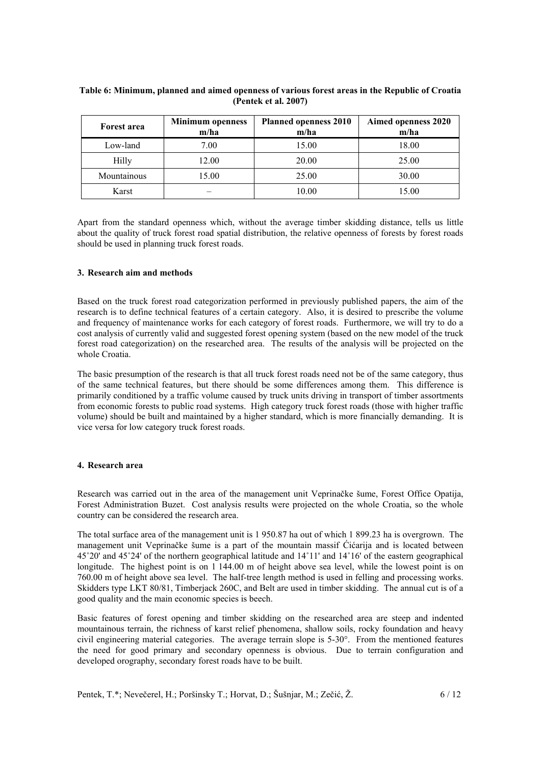**Table 6: Minimum, planned and aimed openness of various forest areas in the Republic of Croatia (Pentek et al. 2007)**

| Forest area | Minimum openness m/ha | Planned openness 2010 m/ha | Aimed openness 2020 m/ha |
|---|---|---|---|
| Low-land | 7.00 | 15.00 | 18.00 |
| Hilly | 12.00 | 20.00 | 25.00 |
| Mountainous | 15.00 | 25.00 | 30.00 |
| Karst | – | 10.00 | 15.00 |

Apart from the standard openness which, without the average timber skidding distance, tells us little about the quality of truck forest road spatial distribution, the relative openness of forests by forest roads should be used in planning truck forest roads.

## 3. Research aim and methods

Based on the truck forest road categorization performed in previously published papers, the aim of the research is to define technical features of a certain category. Also, it is desired to prescribe the volume and frequency of maintenance works for each category of forest roads. Furthermore, we will try to do a cost analysis of currently valid and suggested forest opening system (based on the new model of the truck forest road categorization) on the researched area. The results of the analysis will be projected on the whole Croatia.

The basic presumption of the research is that all truck forest roads need not be of the same category, thus of the same technical features, but there should be some differences among them. This difference is primarily conditioned by a traffic volume caused by truck units driving in transport of timber assortments from economic forests to public road systems. High category truck forest roads (those with higher traffic volume) should be built and maintained by a higher standard, which is more financially demanding. It is vice versa for low category truck forest roads.

## 4. Research area

Research was carried out in the area of the management unit Veprinačke šume, Forest Office Opatija, Forest Administration Buzet. Cost analysis results were projected on the whole Croatia, so the whole country can be considered the research area.

The total surface area of the management unit is 1 950.87 ha out of which 1 899.23 ha is overgrown. The management unit Veprinačke šume is a part of the mountain massif Ćićarija and is located between 45˚20' and 45˚24' of the northern geographical latitude and 14˚11' and 14˚16' of the eastern geographical longitude. The highest point is on 1 144.00 m of height above sea level, while the lowest point is on 760.00 m of height above sea level. The half-tree length method is used in felling and processing works. Skidders type LKT 80/81, Timberjack 260C, and Belt are used in timber skidding. The annual cut is of a good quality and the main economic species is beech.

Basic features of forest opening and timber skidding on the researched area are steep and indented mountainous terrain, the richness of karst relief phenomena, shallow soils, rocky foundation and heavy civil engineering material categories. The average terrain slope is 5-30°. From the mentioned features the need for good primary and secondary openness is obvious. Due to terrain configuration and developed orography, secondary forest roads have to be built.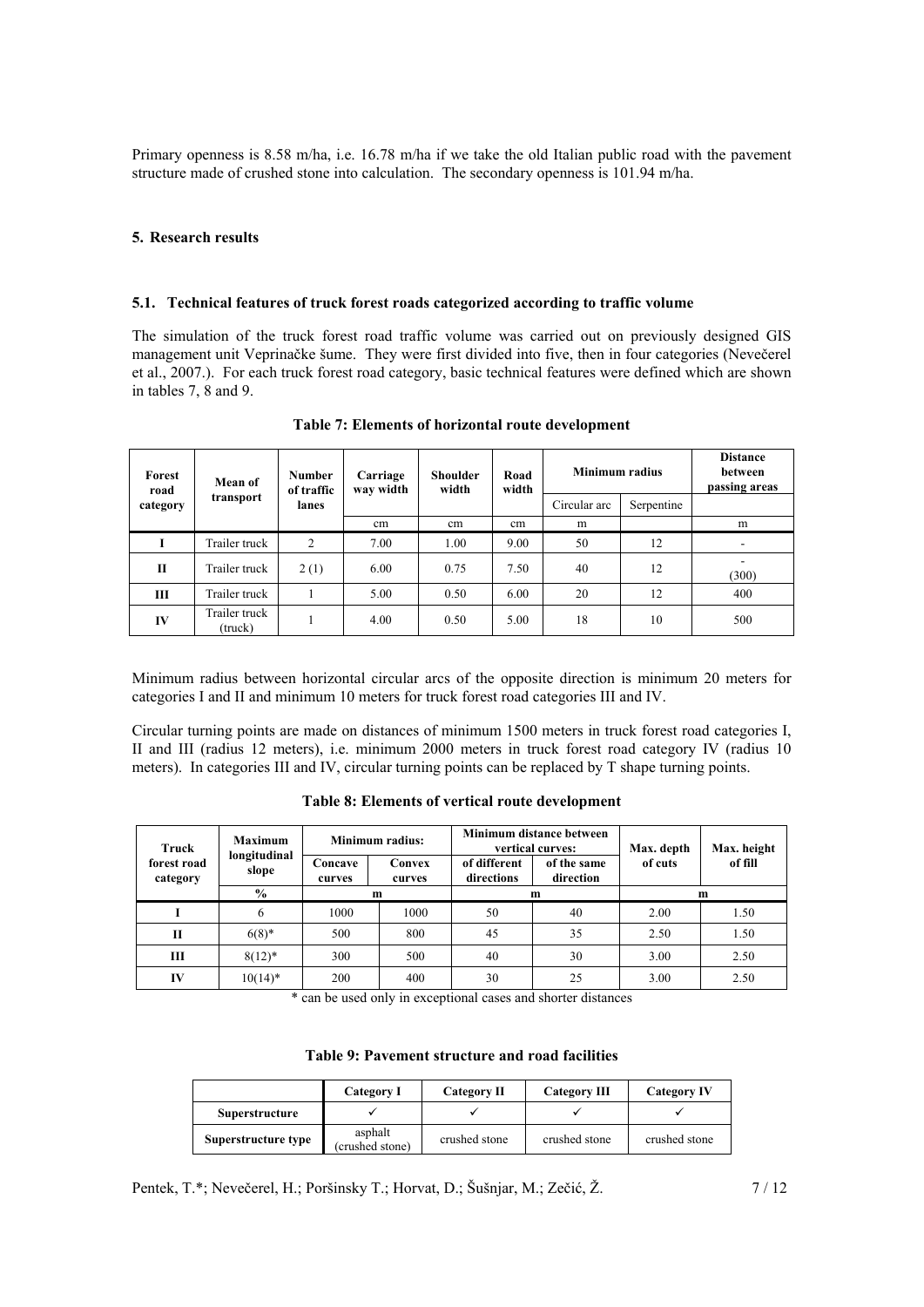Primary openness is 8.58 m/ha, i.e. 16.78 m/ha if we take the old Italian public road with the pavement structure made of crushed stone into calculation. The secondary openness is 101.94 m/ha.

## 5. Research results

### 5.1. Technical features of truck forest roads categorized according to traffic volume

The simulation of the truck forest road traffic volume was carried out on previously designed GIS management unit Veprinačke šume. They were first divided into five, then in four categories (Nevečerel et al., 2007.). For each truck forest road category, basic technical features were defined which are shown in tables 7, 8 and 9.

**Table 7: Elements of horizontal route development**

| Forest road category | Mean of transport | Number of traffic lanes | Carriage way width | Shoulder width | Road width | Minimum radius | | Distance between passing areas |
|---|---|---|---|---|---|---|---|---|
| | | | | | | Circular arc | Serpentine | |
| | | | cm | cm | cm | m | | m |
| I | Trailer truck | 2 | 7.00 | 1.00 | 9.00 | 50 | 12 | - |
| II | Trailer truck | 2 (1) | 6.00 | 0.75 | 7.50 | 40 | 12 | - (300) |
| III | Trailer truck | 1 | 5.00 | 0.50 | 6.00 | 20 | 12 | 400 |
| IV | Trailer truck (truck) | 1 | 4.00 | 0.50 | 5.00 | 18 | 10 | 500 |

Minimum radius between horizontal circular arcs of the opposite direction is minimum 20 meters for categories I and II and minimum 10 meters for truck forest road categories III and IV.

Circular turning points are made on distances of minimum 1500 meters in truck forest road categories I, II and III (radius 12 meters), i.e. minimum 2000 meters in truck forest road category IV (radius 10 meters). In categories III and IV, circular turning points can be replaced by T shape turning points.

**Table 8: Elements of vertical route development**

| Truck forest road category | Maximum longitudinal slope | Minimum radius: | | Minimum distance between vertical curves: | | Max. depth of cuts | Max. height of fill |
|---|---|---|---|---|---|---|---|
| | | Concave curves | Convex curves | of different directions | of the same direction | | |
| | % | m | | m | | m | |
| I | 6 | 1000 | 1000 | 50 | 40 | 2.00 | 1.50 |
| II | 6(8)* | 500 | 800 | 45 | 35 | 2.50 | 1.50 |
| III | 8(12)* | 300 | 500 | 40 | 30 | 3.00 | 2.50 |
| IV | 10(14)* | 200 | 400 | 30 | 25 | 3.00 | 2.50 |

\* can be used only in exceptional cases and shorter distances

**Table 9: Pavement structure and road facilities**

| | Category I | Category II | Category III | Category IV |
|---|---|---|---|---|
| Superstructure | ✓ | ✓ | ✓ | ✓ |
| Superstructure type | asphalt (crushed stone) | crushed stone | crushed stone | crushed stone |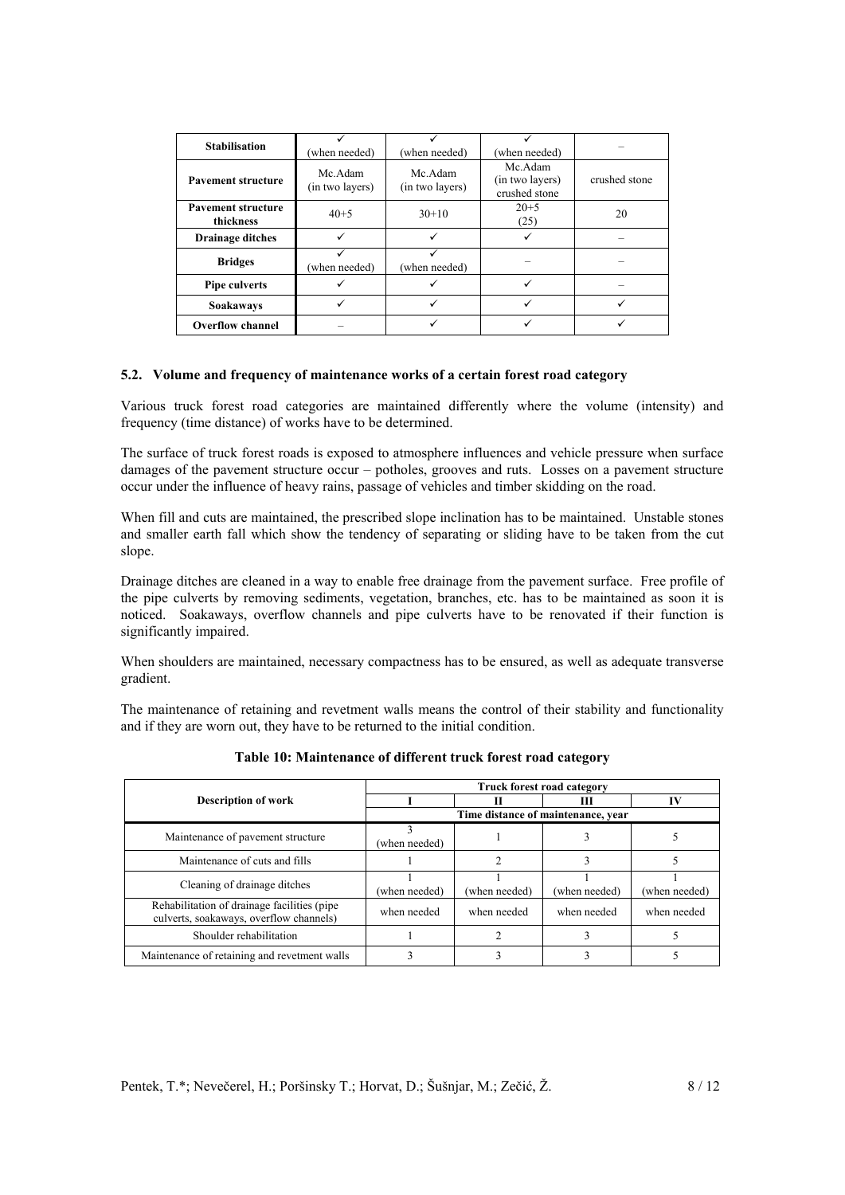| | | | | |
|---|---|---|---|---|
| **Stabilisation** | ✓ (when needed) | ✓ (when needed) | ✓ (when needed) | – |
| **Pavement structure** | Mc.Adam (in two layers) | Mc.Adam (in two layers) | Mc.Adam (in two layers) crushed stone | crushed stone |
| **Pavement structure thickness** | 40+5 | 30+10 | 20+5 (25) | 20 |
| **Drainage ditches** | ✓ | ✓ | ✓ | – |
| **Bridges** | ✓ (when needed) | ✓ (when needed) | – | – |
| **Pipe culverts** | ✓ | ✓ | ✓ | – |
| **Soakaways** | ✓ | ✓ | ✓ | ✓ |
| **Overflow channel** | – | ✓ | ✓ | ✓ |

### 5.2. Volume and frequency of maintenance works of a certain forest road category

Various truck forest road categories are maintained differently where the volume (intensity) and frequency (time distance) of works have to be determined.

The surface of truck forest roads is exposed to atmosphere influences and vehicle pressure when surface damages of the pavement structure occur – potholes, grooves and ruts. Losses on a pavement structure occur under the influence of heavy rains, passage of vehicles and timber skidding on the road.

When fill and cuts are maintained, the prescribed slope inclination has to be maintained. Unstable stones and smaller earth fall which show the tendency of separating or sliding have to be taken from the cut slope.

Drainage ditches are cleaned in a way to enable free drainage from the pavement surface. Free profile of the pipe culverts by removing sediments, vegetation, branches, etc. has to be maintained as soon it is noticed. Soakaways, overflow channels and pipe culverts have to be renovated if their function is significantly impaired.

When shoulders are maintained, necessary compactness has to be ensured, as well as adequate transverse gradient.

The maintenance of retaining and revetment walls means the control of their stability and functionality and if they are worn out, they have to be returned to the initial condition.

**Table 10: Maintenance of different truck forest road category**

| Description of work | Truck forest road category | | | |
|---|---|---|---|---|
| | I | II | III | IV |
| | Time distance of maintenance, year | | | |
| Maintenance of pavement structure | 3 (when needed) | 1 | 3 | 5 |
| Maintenance of cuts and fills | 1 | 2 | 3 | 5 |
| Cleaning of drainage ditches | 1 (when needed) | 1 (when needed) | 1 (when needed) | 1 (when needed) |
| Rehabilitation of drainage facilities (pipe culverts, soakaways, overflow channels) | when needed | when needed | when needed | when needed |
| Shoulder rehabilitation | 1 | 2 | 3 | 5 |
| Maintenance of retaining and revetment walls | 3 | 3 | 3 | 5 |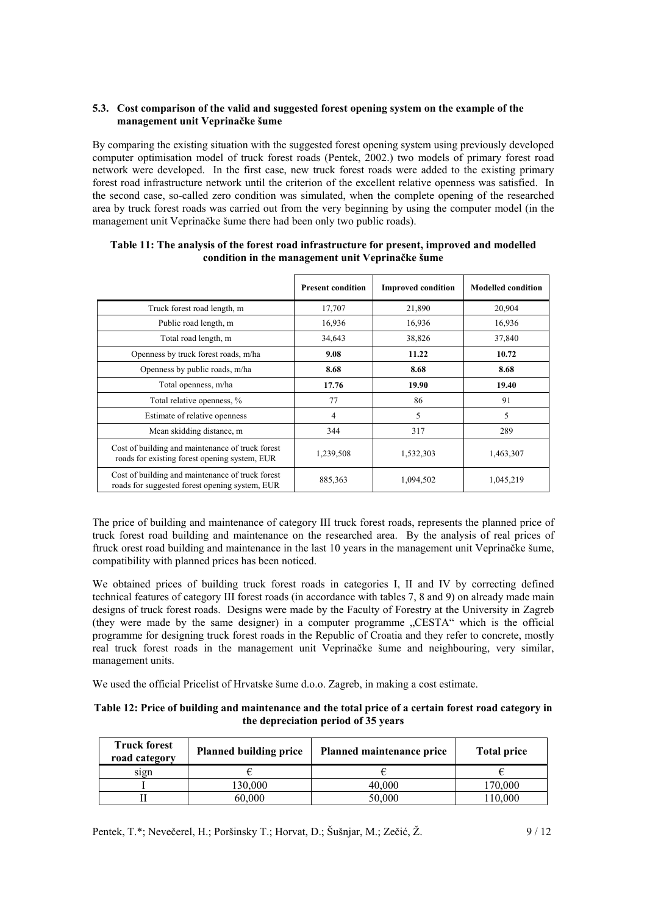### 5.3. Cost comparison of the valid and suggested forest opening system on the example of the management unit Veprinačke šume

By comparing the existing situation with the suggested forest opening system using previously developed computer optimisation model of truck forest roads (Pentek, 2002.) two models of primary forest road network were developed. In the first case, new truck forest roads were added to the existing primary forest road infrastructure network until the criterion of the excellent relative openness was satisfied. In the second case, so-called zero condition was simulated, when the complete opening of the researched area by truck forest roads was carried out from the very beginning by using the computer model (in the management unit Veprinačke šume there had been only two public roads).

**Table 11: The analysis of the forest road infrastructure for present, improved and modelled condition in the management unit Veprinačke šume**

| | Present condition | Improved condition | Modelled condition |
|---|---|---|---|
| Truck forest road length, m | 17,707 | 21,890 | 20,904 |
| Public road length, m | 16,936 | 16,936 | 16,936 |
| Total road length, m | 34,643 | 38,826 | 37,840 |
| Openness by truck forest roads, m/ha | **9.08** | **11.22** | **10.72** |
| Openness by public roads, m/ha | **8.68** | **8.68** | **8.68** |
| Total openness, m/ha | **17.76** | **19.90** | **19.40** |
| Total relative openness, % | 77 | 86 | 91 |
| Estimate of relative openness | 4 | 5 | 5 |
| Mean skidding distance, m | 344 | 317 | 289 |
| Cost of building and maintenance of truck forest roads for existing forest opening system, EUR | 1,239,508 | 1,532,303 | 1,463,307 |
| Cost of building and maintenance of truck forest roads for suggested forest opening system, EUR | 885,363 | 1,094,502 | 1,045,219 |

The price of building and maintenance of category III truck forest roads, represents the planned price of truck forest road building and maintenance on the researched area. By the analysis of real prices of ftruck orest road building and maintenance in the last 10 years in the management unit Veprinačke šume, compatibility with planned prices has been noticed.

We obtained prices of building truck forest roads in categories I, II and IV by correcting defined technical features of category III forest roads (in accordance with tables 7, 8 and 9) on already made main designs of truck forest roads. Designs were made by the Faculty of Forestry at the University in Zagreb (they were made by the same designer) in a computer programme „CESTA" which is the official programme for designing truck forest roads in the Republic of Croatia and they refer to concrete, mostly real truck forest roads in the management unit Veprinačke šume and neighbouring, very similar, management units.

We used the official Pricelist of Hrvatske šume d.o.o. Zagreb, in making a cost estimate.

**Table 12: Price of building and maintenance and the total price of a certain forest road category in the depreciation period of 35 years**

| Truck forest road category | Planned building price | Planned maintenance price | Total price |
|---|---|---|---|
| sign | € | € | € |
| I | 130,000 | 40,000 | 170,000 |
| II | 60,000 | 50,000 | 110,000 |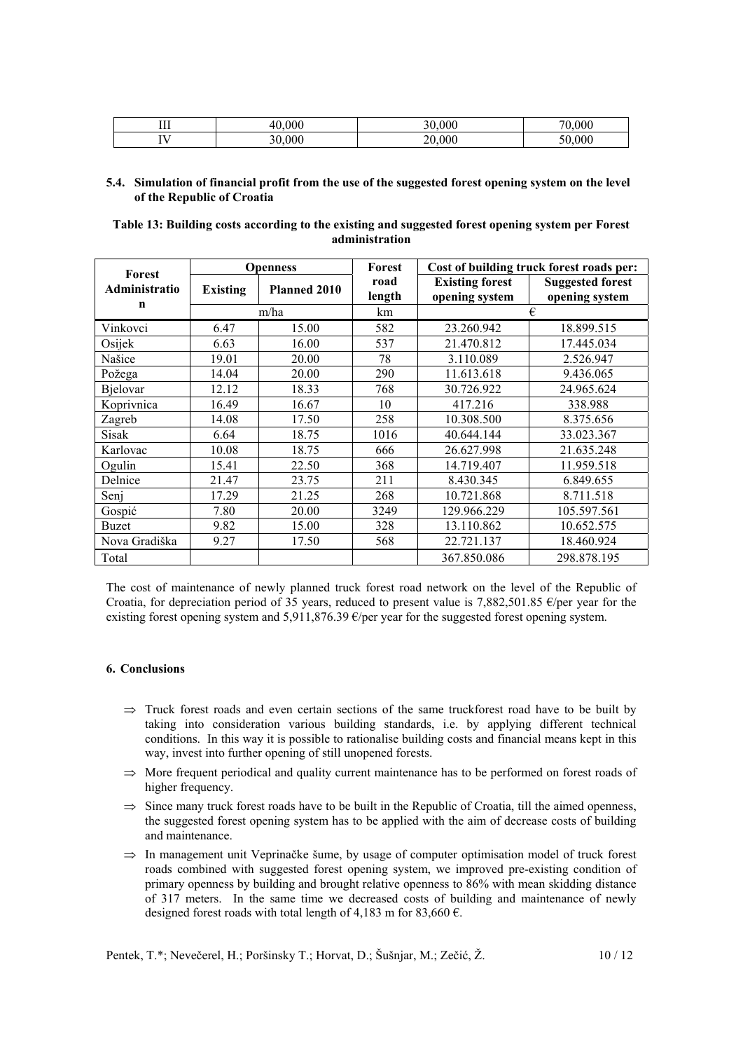| | | | |
|---|---|---|---|
| III | 40,000 | 30,000 | 70,000 |
| IV | 30,000 | 20,000 | 50,000 |

### 5.4. Simulation of financial profit from the use of the suggested forest opening system on the level of the Republic of Croatia

**Table 13: Building costs according to the existing and suggested forest opening system per Forest administration**

| Forest Administration | Openness | | Forest road length | Cost of building truck forest roads per: | |
|---|---|---|---|---|---|
| | Existing | Planned 2010 | | Existing forest opening system | Suggested forest opening system |
| | m/ha | | km | € | |
| Vinkovci | 6.47 | 15.00 | 582 | 23.260.942 | 18.899.515 |
| Osijek | 6.63 | 16.00 | 537 | 21.470.812 | 17.445.034 |
| Našice | 19.01 | 20.00 | 78 | 3.110.089 | 2.526.947 |
| Požega | 14.04 | 20.00 | 290 | 11.613.618 | 9.436.065 |
| Bjelovar | 12.12 | 18.33 | 768 | 30.726.922 | 24.965.624 |
| Koprivnica | 16.49 | 16.67 | 10 | 417.216 | 338.988 |
| Zagreb | 14.08 | 17.50 | 258 | 10.308.500 | 8.375.656 |
| Sisak | 6.64 | 18.75 | 1016 | 40.644.144 | 33.023.367 |
| Karlovac | 10.08 | 18.75 | 666 | 26.627.998 | 21.635.248 |
| Ogulin | 15.41 | 22.50 | 368 | 14.719.407 | 11.959.518 |
| Delnice | 21.47 | 23.75 | 211 | 8.430.345 | 6.849.655 |
| Senj | 17.29 | 21.25 | 268 | 10.721.868 | 8.711.518 |
| Gospić | 7.80 | 20.00 | 3249 | 129.966.229 | 105.597.561 |
| Buzet | 9.82 | 15.00 | 328 | 13.110.862 | 10.652.575 |
| Nova Gradiška | 9.27 | 17.50 | 568 | 22.721.137 | 18.460.924 |
| Total | | | | 367.850.086 | 298.878.195 |

The cost of maintenance of newly planned truck forest road network on the level of the Republic of Croatia, for depreciation period of 35 years, reduced to present value is 7,882,501.85 €/per year for the existing forest opening system and 5,911,876.39 €/per year for the suggested forest opening system.

## 6. Conclusions

⇒ Truck forest roads and even certain sections of the same truckforest road have to be built by taking into consideration various building standards, i.e. by applying different technical conditions. In this way it is possible to rationalise building costs and financial means kept in this way, invest into further opening of still unopened forests.

⇒ More frequent periodical and quality current maintenance has to be performed on forest roads of higher frequency.

⇒ Since many truck forest roads have to be built in the Republic of Croatia, till the aimed openness, the suggested forest opening system has to be applied with the aim of decrease costs of building and maintenance.

⇒ In management unit Veprinačke šume, by usage of computer optimisation model of truck forest roads combined with suggested forest opening system, we improved pre-existing condition of primary openness by building and brought relative openness to 86% with mean skidding distance of 317 meters. In the same time we decreased costs of building and maintenance of newly designed forest roads with total length of 4,183 m for 83,660 €.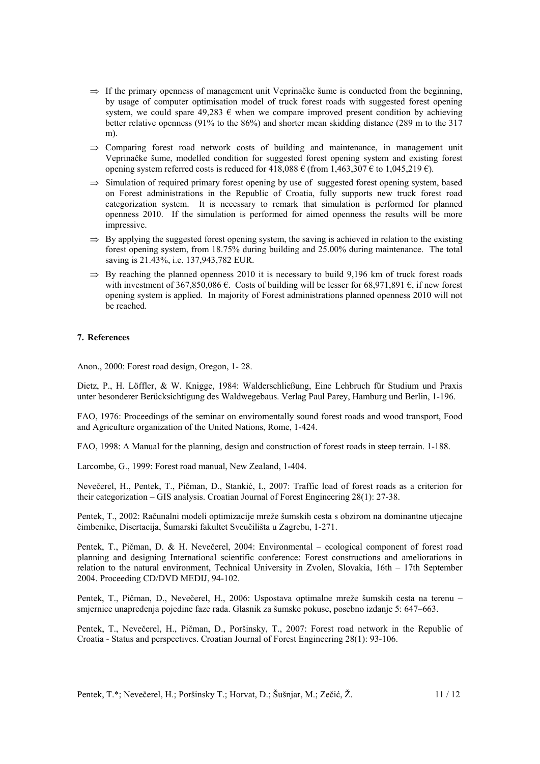- ⇒ If the primary openness of management unit Veprinačke šume is conducted from the beginning, by usage of computer optimisation model of truck forest roads with suggested forest opening system, we could spare 49,283 € when we compare improved present condition by achieving better relative openness (91% to the 86%) and shorter mean skidding distance (289 m to the 317 m).
- ⇒ Comparing forest road network costs of building and maintenance, in management unit Veprinačke šume, modelled condition for suggested forest opening system and existing forest opening system referred costs is reduced for 418,088 € (from 1,463,307 € to 1,045,219 €).
- ⇒ Simulation of required primary forest opening by use of suggested forest opening system, based on Forest administrations in the Republic of Croatia, fully supports new truck forest road categorization system. It is necessary to remark that simulation is performed for planned openness 2010. If the simulation is performed for aimed openness the results will be more impressive.
- ⇒ By applying the suggested forest opening system, the saving is achieved in relation to the existing forest opening system, from 18.75% during building and 25.00% during maintenance. The total saving is 21.43%, i.e. 137,943,782 EUR.
- ⇒ By reaching the planned openness 2010 it is necessary to build 9,196 km of truck forest roads with investment of 367,850,086 €. Costs of building will be lesser for 68,971,891 €, if new forest opening system is applied. In majority of Forest administrations planned openness 2010 will not be reached.

## 7. References

Anon., 2000: Forest road design, Oregon, 1- 28.

Dietz, P., H. Löffler, & W. Knigge, 1984: Walderschließung, Eine Lehrbruch für Studium und Praxis unter besonderer Berücksichtigung des Waldwegebaus. Verlag Paul Parey, Hamburg und Berlin, 1-196.

FAO, 1976: Proceedings of the seminar on enviromentally sound forest roads and wood transport, Food and Agriculture organization of the United Nations, Rome, 1-424.

FAO, 1998: A Manual for the planning, design and construction of forest roads in steep terrain. 1-188.

Larcombe, G., 1999: Forest road manual, New Zealand, 1-404.

Nevečerel, H., Pentek, T., Pičman, D., Stankić, I., 2007: Traffic load of forest roads as a criterion for their categorization – GIS analysis. Croatian Journal of Forest Engineering 28(1): 27-38.

Pentek, T., 2002: Računalni modeli optimizacije mreže šumskih cesta s obzirom na dominantne utjecajne čimbenike, Disertacija, Šumarski fakultet Sveučilišta u Zagrebu, 1-271.

Pentek, T., Pičman, D. & H. Nevečerel, 2004: Environmental – ecological component of forest road planning and designing International scientific conference: Forest constructions and ameliorations in relation to the natural environment, Technical University in Zvolen, Slovakia, 16th – 17th September 2004. Proceeding CD/DVD MEDIJ, 94-102.

Pentek, T., Pičman, D., Nevečerel, H., 2006: Uspostava optimalne mreže šumskih cesta na terenu – smjernice unapređenja pojedine faze rada. Glasnik za šumske pokuse, posebno izdanje 5: 647–663.

Pentek, T., Nevečerel, H., Pičman, D., Poršinsky, T., 2007: Forest road network in the Republic of Croatia - Status and perspectives. Croatian Journal of Forest Engineering 28(1): 93-106.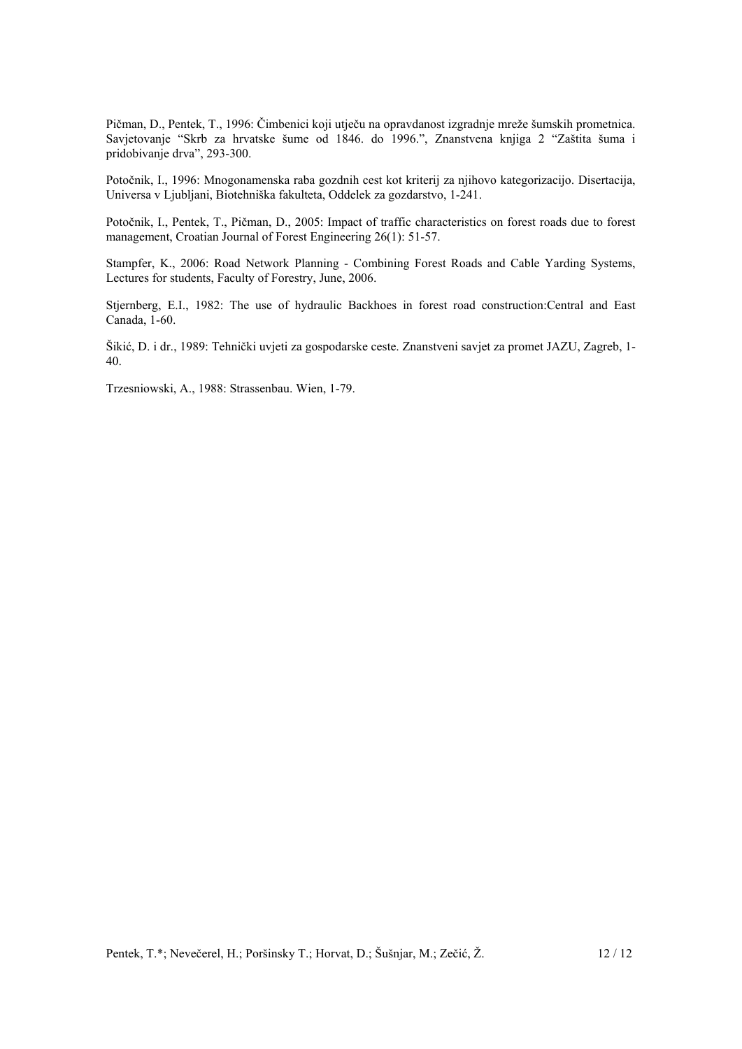Pičman, D., Pentek, T., 1996: Čimbenici koji utječu na opravdanost izgradnje mreže šumskih prometnica. Savjetovanje "Skrb za hrvatske šume od 1846. do 1996.", Znanstvena knjiga 2 "Zaštita šuma i pridobivanje drva", 293-300.

Potočnik, I., 1996: Mnogonamenska raba gozdnih cest kot kriterij za njihovo kategorizacijo. Disertacija, Universa v Ljubljani, Biotehniška fakulteta, Oddelek za gozdarstvo, 1-241.

Potočnik, I., Pentek, T., Pičman, D., 2005: Impact of traffic characteristics on forest roads due to forest management, Croatian Journal of Forest Engineering 26(1): 51-57.

Stampfer, K., 2006: Road Network Planning - Combining Forest Roads and Cable Yarding Systems, Lectures for students, Faculty of Forestry, June, 2006.

Stjernberg, E.I., 1982: The use of hydraulic Backhoes in forest road construction:Central and East Canada, 1-60.

Šikić, D. i dr., 1989: Tehnički uvjeti za gospodarske ceste. Znanstveni savjet za promet JAZU, Zagreb, 1-40.

Trzesniowski, A., 1988: Strassenbau. Wien, 1-79.